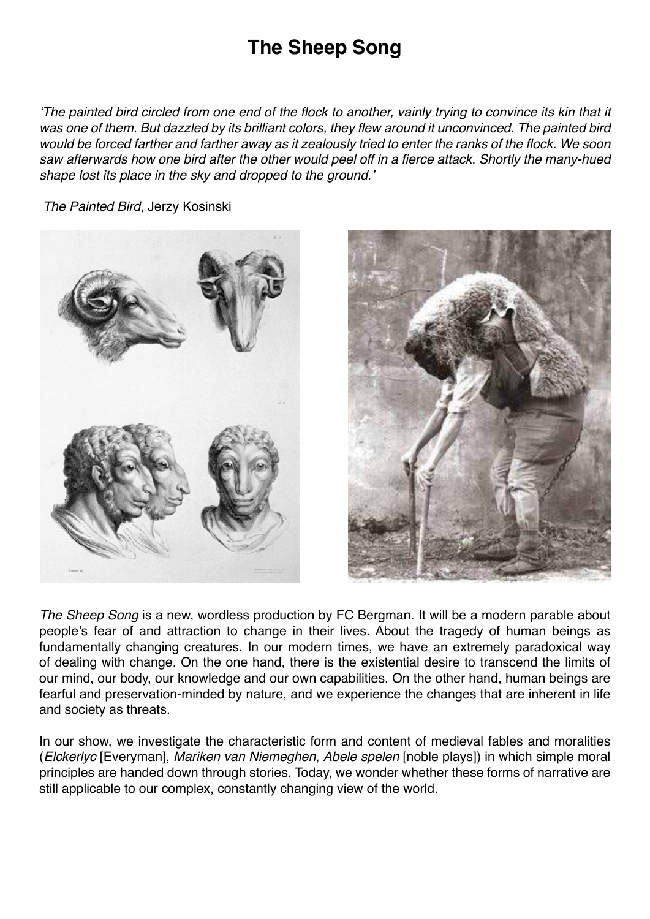# The Sheep Song

*'The painted bird circled from one end of the flock to another, vainly trying to convince its kin that it was one of them. But dazzled by its brilliant colors, they flew around it unconvinced. The painted bird would be forced farther and farther away as it zealously tried to enter the ranks of the flock. We soon saw afterwards how one bird after the other would peel off in a fierce attack. Shortly the many-hued shape lost its place in the sky and dropped to the ground.'*

*The Painted Bird*, Jerzy Kosinski

*The Sheep Song* is a new, wordless production by FC Bergman. It will be a modern parable about people's fear of and attraction to change in their lives. About the tragedy of human beings as fundamentally changing creatures. In our modern times, we have an extremely paradoxical way of dealing with change. On the one hand, there is the existential desire to transcend the limits of our mind, our body, our knowledge and our own capabilities. On the other hand, human beings are fearful and preservation-minded by nature, and we experience the changes that are inherent in life and society as threats.

In our show, we investigate the characteristic form and content of medieval fables and moralities (*Elckerlyc* [Everyman], *Mariken van Niemeghen*, *Abele spelen* [noble plays]) in which simple moral principles are handed down through stories. Today, we wonder whether these forms of narrative are still applicable to our complex, constantly changing view of the world.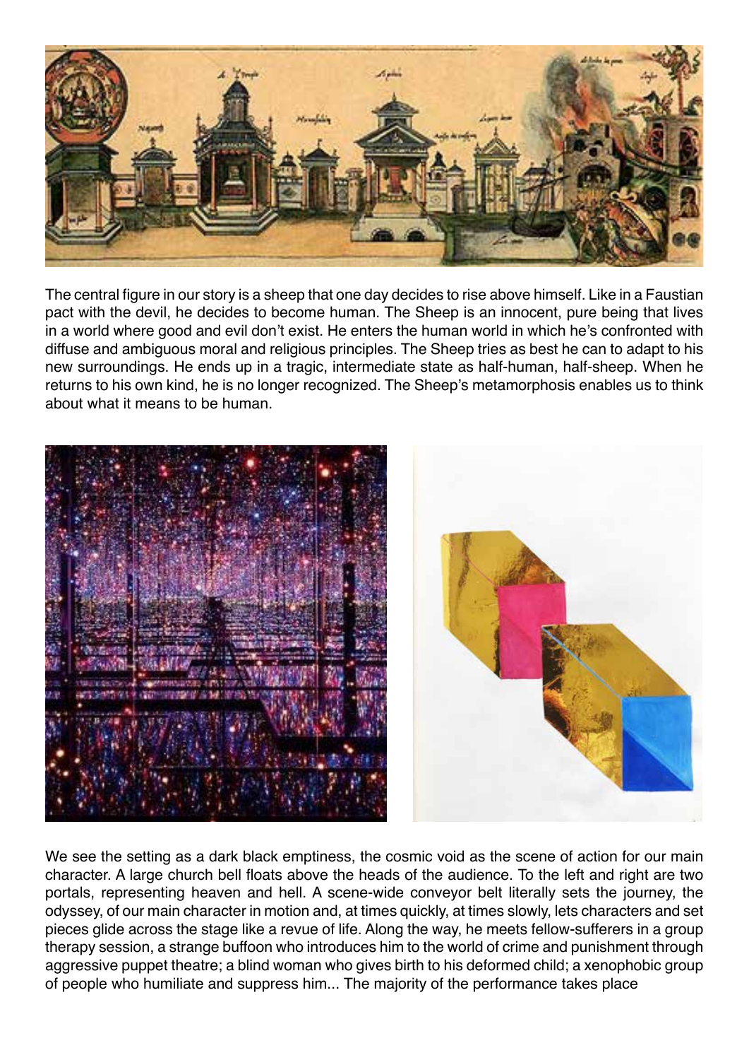The central figure in our story is a sheep that one day decides to rise above himself. Like in a Faustian pact with the devil, he decides to become human. The Sheep is an innocent, pure being that lives in a world where good and evil don't exist. He enters the human world in which he's confronted with diffuse and ambiguous moral and religious principles. The Sheep tries as best he can to adapt to his new surroundings. He ends up in a tragic, intermediate state as half-human, half-sheep. When he returns to his own kind, he is no longer recognized. The Sheep's metamorphosis enables us to think about what it means to be human.

We see the setting as a dark black emptiness, the cosmic void as the scene of action for our main character. A large church bell floats above the heads of the audience. To the left and right are two portals, representing heaven and hell. A scene-wide conveyor belt literally sets the journey, the odyssey, of our main character in motion and, at times quickly, at times slowly, lets characters and set pieces glide across the stage like a revue of life. Along the way, he meets fellow-sufferers in a group therapy session, a strange buffoon who introduces him to the world of crime and punishment through aggressive puppet theatre; a blind woman who gives birth to his deformed child; a xenophobic group of people who humiliate and suppress him... The majority of the performance takes place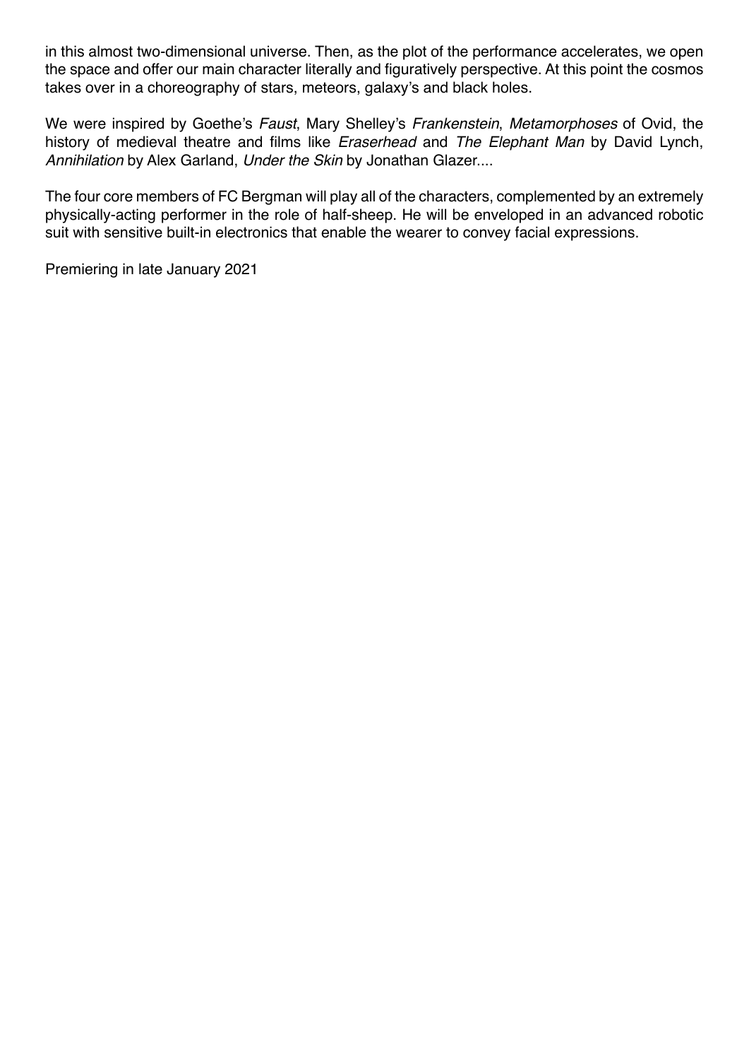in this almost two-dimensional universe. Then, as the plot of the performance accelerates, we open the space and offer our main character literally and figuratively perspective. At this point the cosmos takes over in a choreography of stars, meteors, galaxy's and black holes.

We were inspired by Goethe's *Faust*, Mary Shelley's *Frankenstein*, *Metamorphoses* of Ovid, the history of medieval theatre and films like *Eraserhead* and *The Elephant Man* by David Lynch, *Annihilation* by Alex Garland, *Under the Skin* by Jonathan Glazer....

The four core members of FC Bergman will play all of the characters, complemented by an extremely physically-acting performer in the role of half-sheep. He will be enveloped in an advanced robotic suit with sensitive built-in electronics that enable the wearer to convey facial expressions.

Premiering in late January 2021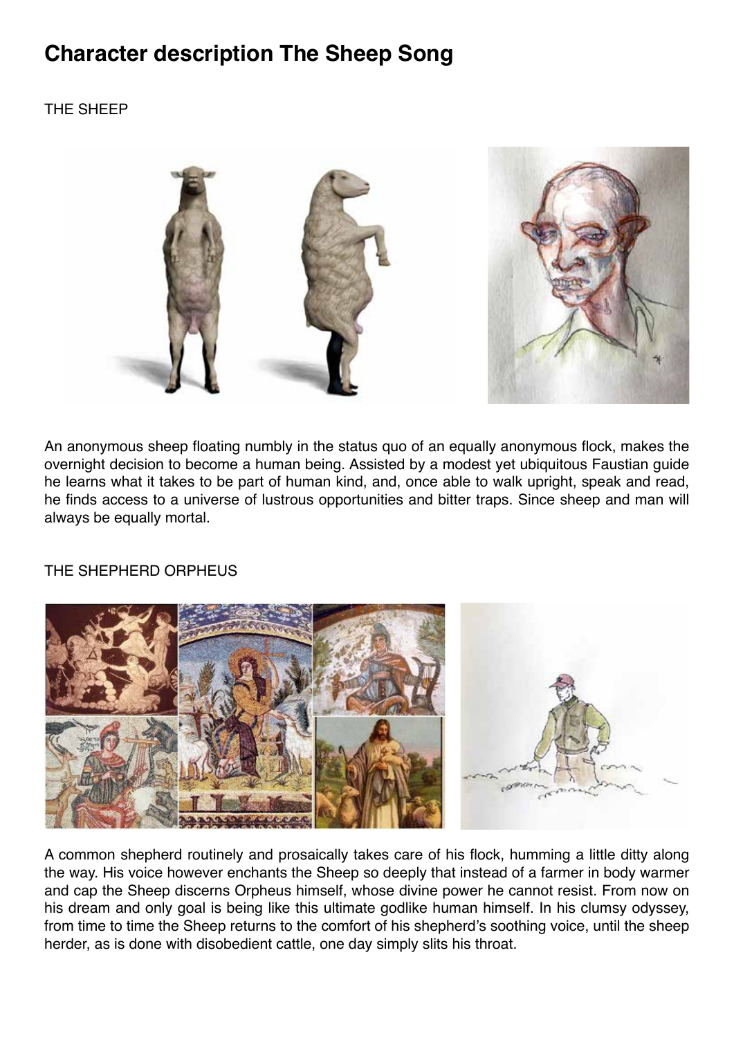# Character description The Sheep Song

THE SHEEP

An anonymous sheep floating numbly in the status quo of an equally anonymous flock, makes the overnight decision to become a human being. Assisted by a modest yet ubiquitous Faustian guide he learns what it takes to be part of human kind, and, once able to walk upright, speak and read, he finds access to a universe of lustrous opportunities and bitter traps. Since sheep and man will always be equally mortal.

THE SHEPHERD ORPHEUS

A common shepherd routinely and prosaically takes care of his flock, humming a little ditty along the way. His voice however enchants the Sheep so deeply that instead of a farmer in body warmer and cap the Sheep discerns Orpheus himself, whose divine power he cannot resist. From now on his dream and only goal is being like this ultimate godlike human himself. In his clumsy odyssey, from time to time the Sheep returns to the comfort of his shepherd's soothing voice, until the sheep herder, as is done with disobedient cattle, one day simply slits his throat.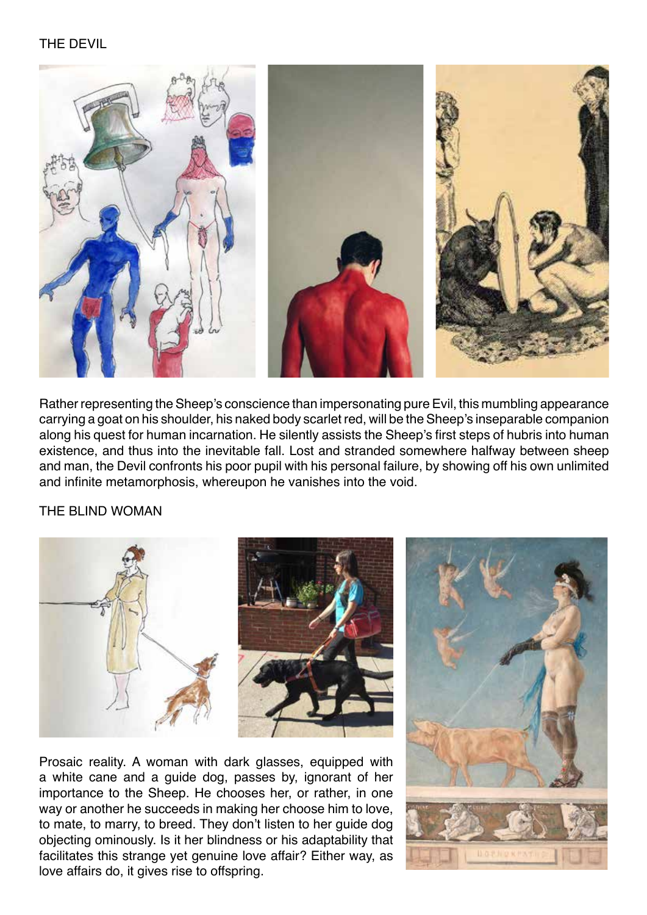## THE DEVIL

Rather representing the Sheep's conscience than impersonating pure Evil, this mumbling appearance carrying a goat on his shoulder, his naked body scarlet red, will be the Sheep's inseparable companion along his quest for human incarnation. He silently assists the Sheep's first steps of hubris into human existence, and thus into the inevitable fall. Lost and stranded somewhere halfway between sheep and man, the Devil confronts his poor pupil with his personal failure, by showing off his own unlimited and infinite metamorphosis, whereupon he vanishes into the void.

## THE BLIND WOMAN

Prosaic reality. A woman with dark glasses, equipped with a white cane and a guide dog, passes by, ignorant of her importance to the Sheep. He chooses her, or rather, in one way or another he succeeds in making her choose him to love, to mate, to marry, to breed. They don't listen to her guide dog objecting ominously. Is it her blindness or his adaptability that facilitates this strange yet genuine love affair? Either way, as love affairs do, it gives rise to offspring.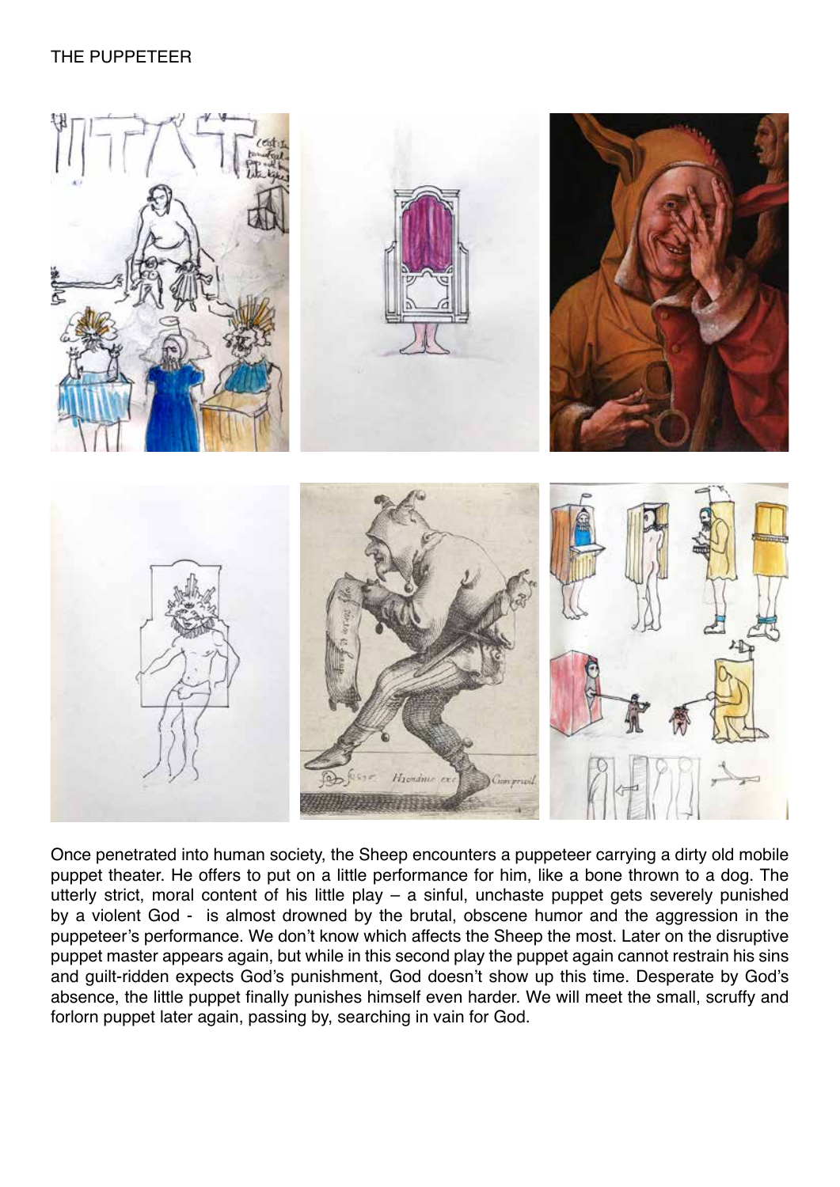# THE PUPPETEER

Once penetrated into human society, the Sheep encounters a puppeteer carrying a dirty old mobile puppet theater. He offers to put on a little performance for him, like a bone thrown to a dog. The utterly strict, moral content of his little play – a sinful, unchaste puppet gets severely punished by a violent God - is almost drowned by the brutal, obscene humor and the aggression in the puppeteer's performance. We don't know which affects the Sheep the most. Later on the disruptive puppet master appears again, but while in this second play the puppet again cannot restrain his sins and guilt-ridden expects God's punishment, God doesn't show up this time. Desperate by God's absence, the little puppet finally punishes himself even harder. We will meet the small, scruffy and forlorn puppet later again, passing by, searching in vain for God.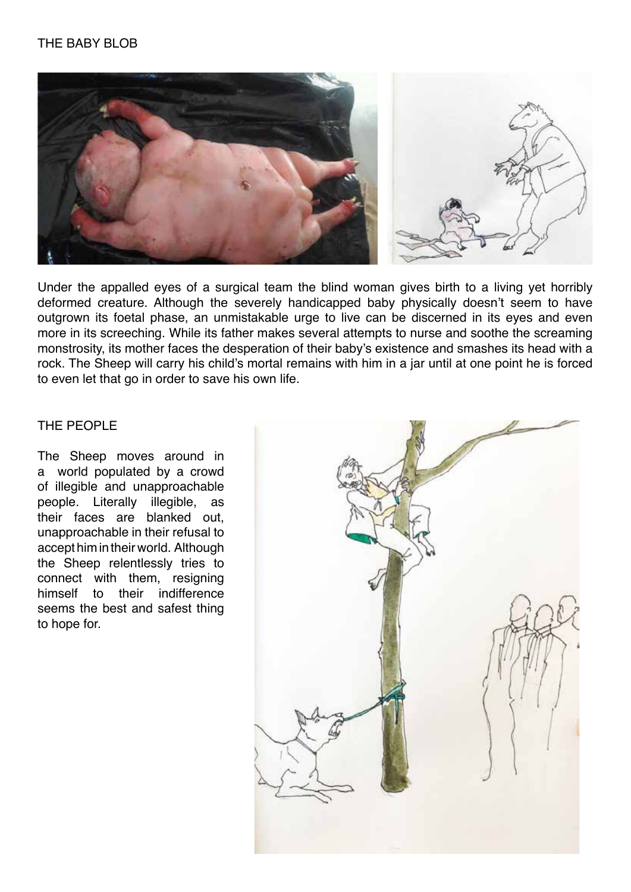## THE BABY BLOB

Under the appalled eyes of a surgical team the blind woman gives birth to a living yet horribly deformed creature. Although the severely handicapped baby physically doesn't seem to have outgrown its foetal phase, an unmistakable urge to live can be discerned in its eyes and even more in its screeching. While its father makes several attempts to nurse and soothe the screaming monstrosity, its mother faces the desperation of their baby's existence and smashes its head with a rock. The Sheep will carry his child's mortal remains with him in a jar until at one point he is forced to even let that go in order to save his own life.

## THE PEOPLE

The Sheep moves around in a world populated by a crowd of illegible and unapproachable people. Literally illegible, as their faces are blanked out, unapproachable in their refusal to accept him in their world. Although the Sheep relentlessly tries to connect with them, resigning himself to their indifference seems the best and safest thing to hope for.